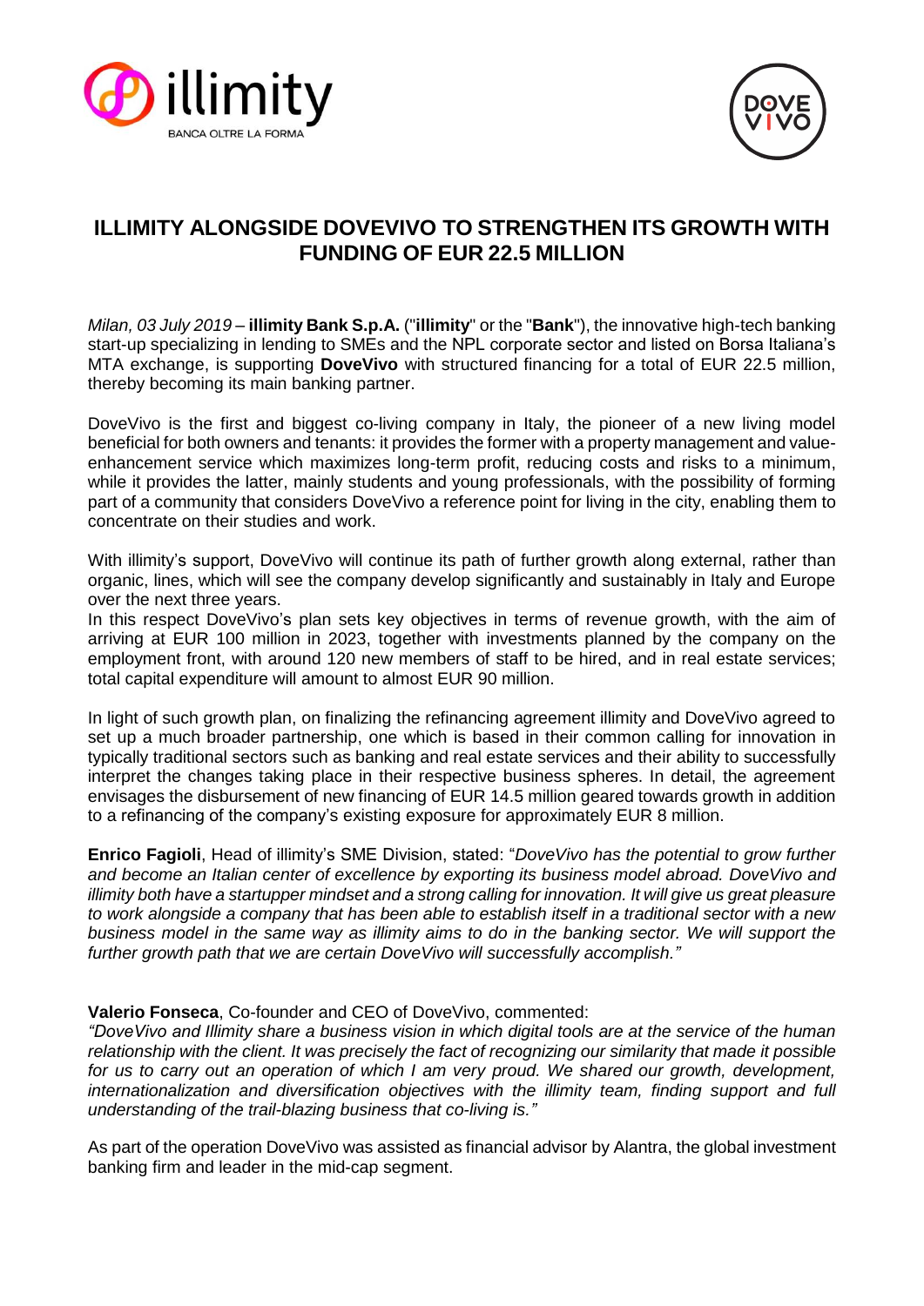# ILLIMITY ALONGSIDE DOVEVIVO TO STRENGTHEN ITS GROWTH WITH FUNDING OF EUR 22.5 MILLION

*Milan, 03 July 2019* – **illimity Bank S.p.A.** ("**illimity**" or the "**Bank**"), the innovative high-tech banking start-up specializing in lending to SMEs and the NPL corporate sector and listed on Borsa Italiana's MTA exchange, is supporting **DoveVivo** with structured financing for a total of EUR 22.5 million, thereby becoming its main banking partner.

DoveVivo is the first and biggest co-living company in Italy, the pioneer of a new living model beneficial for both owners and tenants: it provides the former with a property management and value-enhancement service which maximizes long-term profit, reducing costs and risks to a minimum, while it provides the latter, mainly students and young professionals, with the possibility of forming part of a community that considers DoveVivo a reference point for living in the city, enabling them to concentrate on their studies and work.

With illimity's support, DoveVivo will continue its path of further growth along external, rather than organic, lines, which will see the company develop significantly and sustainably in Italy and Europe over the next three years.

In this respect DoveVivo's plan sets key objectives in terms of revenue growth, with the aim of arriving at EUR 100 million in 2023, together with investments planned by the company on the employment front, with around 120 new members of staff to be hired, and in real estate services; total capital expenditure will amount to almost EUR 90 million.

In light of such growth plan, on finalizing the refinancing agreement illimity and DoveVivo agreed to set up a much broader partnership, one which is based in their common calling for innovation in typically traditional sectors such as banking and real estate services and their ability to successfully interpret the changes taking place in their respective business spheres. In detail, the agreement envisages the disbursement of new financing of EUR 14.5 million geared towards growth in addition to a refinancing of the company's existing exposure for approximately EUR 8 million.

**Enrico Fagioli**, Head of illimity's SME Division, stated: "*DoveVivo has the potential to grow further and become an Italian center of excellence by exporting its business model abroad. DoveVivo and illimity both have a startupper mindset and a strong calling for innovation. It will give us great pleasure to work alongside a company that has been able to establish itself in a traditional sector with a new business model in the same way as illimity aims to do in the banking sector. We will support the further growth path that we are certain DoveVivo will successfully accomplish.*"

**Valerio Fonseca**, Co-founder and CEO of DoveVivo, commented:

*"DoveVivo and Illimity share a business vision in which digital tools are at the service of the human relationship with the client. It was precisely the fact of recognizing our similarity that made it possible for us to carry out an operation of which I am very proud. We shared our growth, development, internationalization and diversification objectives with the illimity team, finding support and full understanding of the trail-blazing business that co-living is."*

As part of the operation DoveVivo was assisted as financial advisor by Alantra, the global investment banking firm and leader in the mid-cap segment.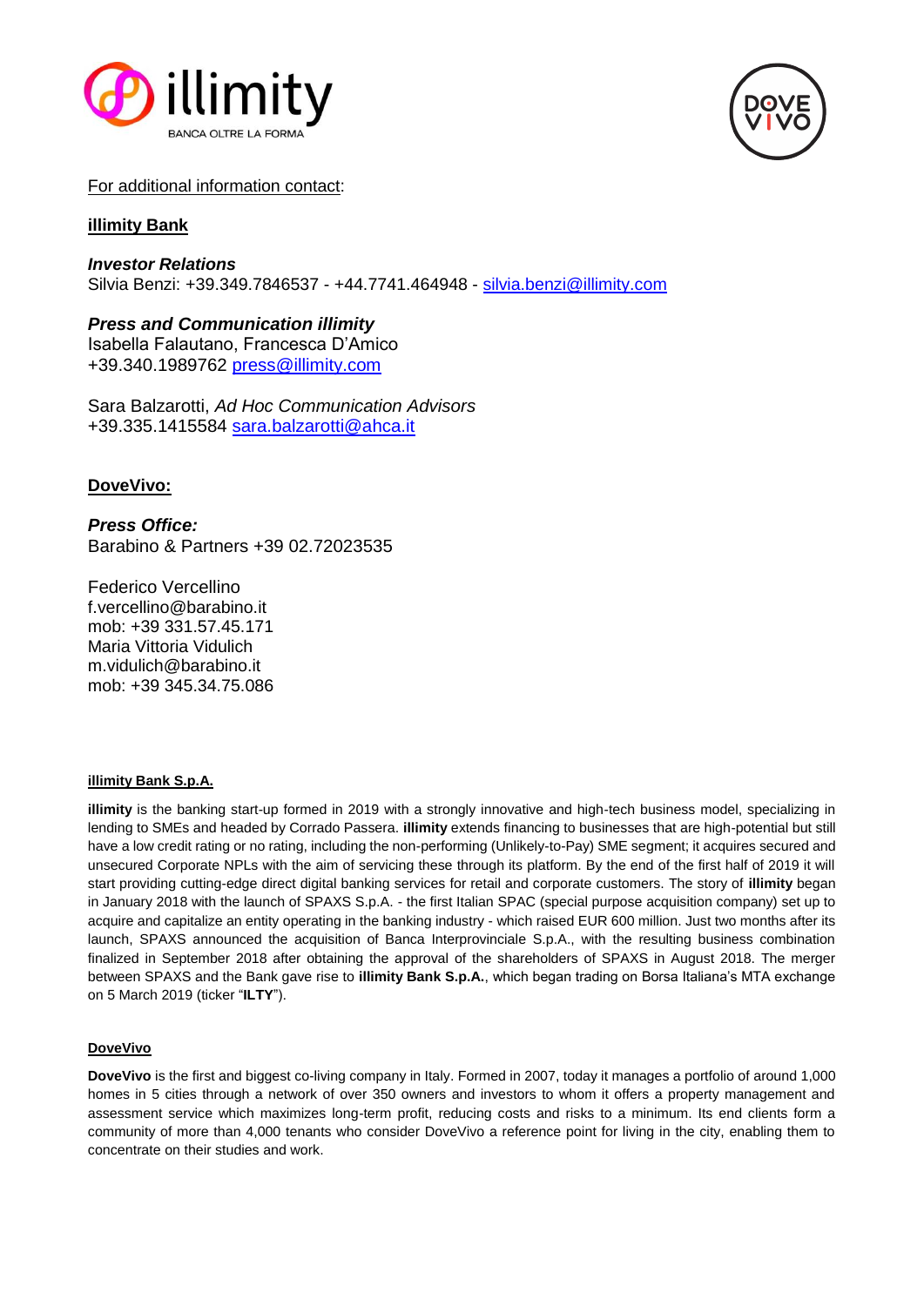For additional information contact:

**illimity Bank**

***Investor Relations***
Silvia Benzi: +39.349.7846537 - +44.7741.464948 - silvia.benzi@illimity.com

***Press and Communication illimity***
Isabella Falautano, Francesca D'Amico
+39.340.1989762 press@illimity.com

Sara Balzarotti, *Ad Hoc Communication Advisors*
+39.335.1415584 sara.balzarotti@ahca.it

**DoveVivo:**

***Press Office:***
Barabino & Partners +39 02.72023535

Federico Vercellino
f.vercellino@barabino.it
mob: +39 331.57.45.171
Maria Vittoria Vidulich
m.vidulich@barabino.it
mob: +39 345.34.75.086

**illimity Bank S.p.A.**

**illimity** is the banking start-up formed in 2019 with a strongly innovative and high-tech business model, specializing in lending to SMEs and headed by Corrado Passera. **illimity** extends financing to businesses that are high-potential but still have a low credit rating or no rating, including the non-performing (Unlikely-to-Pay) SME segment; it acquires secured and unsecured Corporate NPLs with the aim of servicing these through its platform. By the end of the first half of 2019 it will start providing cutting-edge direct digital banking services for retail and corporate customers. The story of **illimity** began in January 2018 with the launch of SPAXS S.p.A. - the first Italian SPAC (special purpose acquisition company) set up to acquire and capitalize an entity operating in the banking industry - which raised EUR 600 million. Just two months after its launch, SPAXS announced the acquisition of Banca Interprovinciale S.p.A., with the resulting business combination finalized in September 2018 after obtaining the approval of the shareholders of SPAXS in August 2018. The merger between SPAXS and the Bank gave rise to **illimity Bank S.p.A.**, which began trading on Borsa Italiana's MTA exchange on 5 March 2019 (ticker "**ILTY**").

**DoveVivo**

**DoveVivo** is the first and biggest co-living company in Italy. Formed in 2007, today it manages a portfolio of around 1,000 homes in 5 cities through a network of over 350 owners and investors to whom it offers a property management and assessment service which maximizes long-term profit, reducing costs and risks to a minimum. Its end clients form a community of more than 4,000 tenants who consider DoveVivo a reference point for living in the city, enabling them to concentrate on their studies and work.